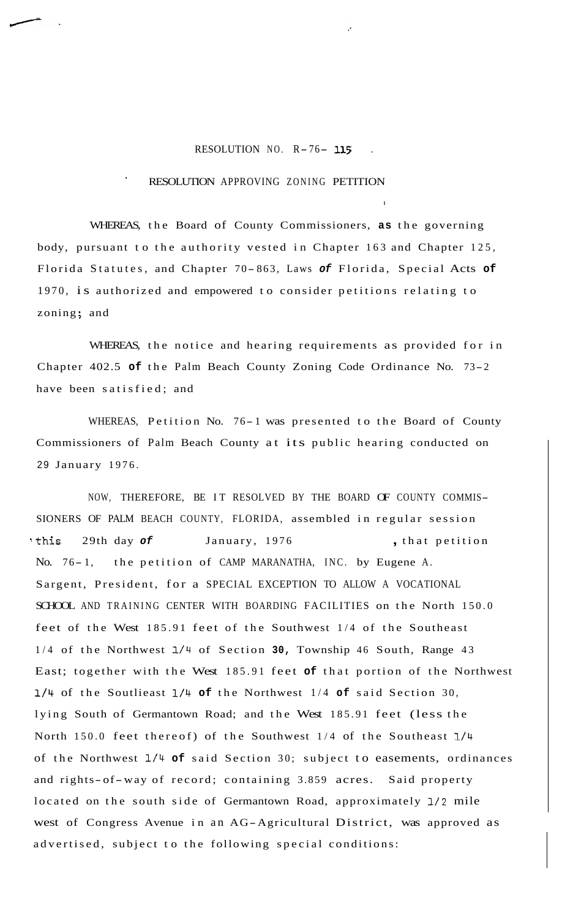RESOLUTION NO. R-76- 115

RESOLUTION APPROVING ZONING PETITION

WHEREAS, the Board of County Commissioners, as the governing body, pursuant to the authority vested in Chapter 163 and Chapter 125, Florida Statutes, and Chapter 70-863, Laws of Florida, Special Acts of 1970, is authorized and empowered to consider petitions relating to zoning; and

WHEREAS, the notice and hearing requirements as provided for in Chapter 402.5 of the Palm Beach County Zoning Code Ordinance No. 73-2 have been satisfied; and

WHEREAS, Petition No. 76-1 was presented to the Board of County Commissioners of Palm Beach County at its public hearing conducted on 29 January 1976.

NOW, THEREFORE, BE IT RESOLVED BY THE BOARD OF COUNTY COMMISSIONERS OF PALM BEACH COUNTY, FLORIDA, assembled in regular session this 29th day of January, 1976, that petition No. 76-1, the petition of CAMP MARANATHA, INC. by Eugene A. Sargent, President, for a SPECIAL EXCEPTION TO ALLOW A VOCATIONAL SCHOOL AND TRAINING CENTER WITH BOARDING FACILITIES on the North 150.0 feet of the West 185.91 feet of the Southwest 1/4 of the Southeast 1/4 of the Northwest 1/4 of Section 30, Township 46 South, Range 43 East; together with the West 185.91 feet of that portion of the Northwest 1/4 of the Soutlieast 1/4 of the Northwest 1/4 of said Section 30, lying South of Germantown Road; and the West 185.91 feet (less the North 150.0 feet thereof) of the Southwest 1/4 of the Southeast 1/4 of the Northwest 1/4 of said Section 30; subject to easements, ordinances and rights-of-way of record; containing 3.859 acres. Said property located on the south side of Germantown Road, approximately 1/2 mile west of Congress Avenue in an AG-Agricultural District, was approved as advertised, subject to the following special conditions: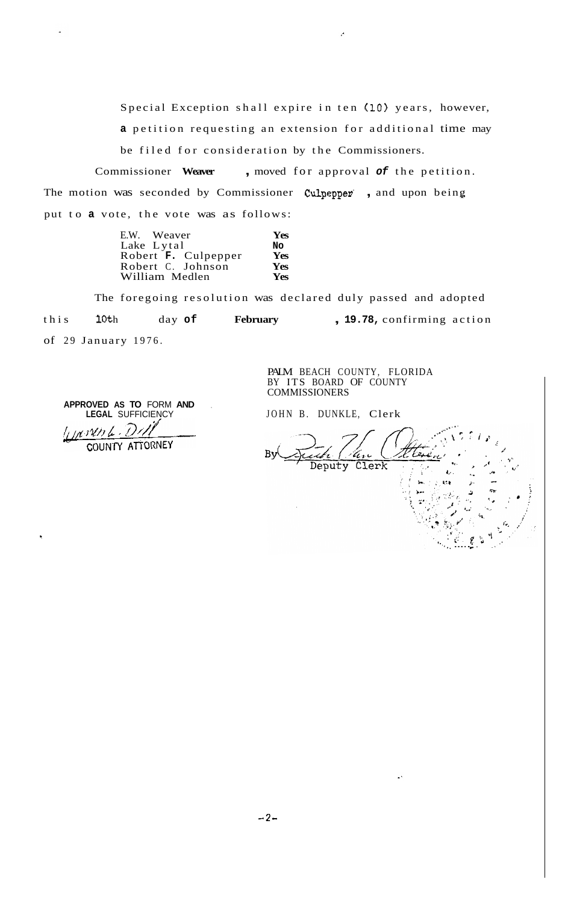Special Exception shall expire in ten (10) years, however, a petition requesting an extension for additional time may be filed for consideration by the Commissioners.

Commissioner **Weaver**, moved for approval of the petition. The motion was seconded by Commissioner Culpepper, and upon being put to a vote, the vote was as follows:

| | |
|---|---|
| E.W. Weaver | Yes |
| Lake Lytal | No |
| Robert F. Culpepper | Yes |
| Robert C. Johnson | Yes |
| William Medlen | Yes |

The foregoing resolution was declared duly passed and adopted this 10th day of **February**, 19.78, confirming action of 29 January 1976.

PALM BEACH COUNTY, FLORIDA
BY ITS BOARD OF COUNTY COMMISSIONERS

JOHN B. DUNKLE, Clerk

By _______________
Deputy Clerk

**APPROVED AS TO FORM AND LEGAL SUFFICIENCY**

_______________
COUNTY ATTORNEY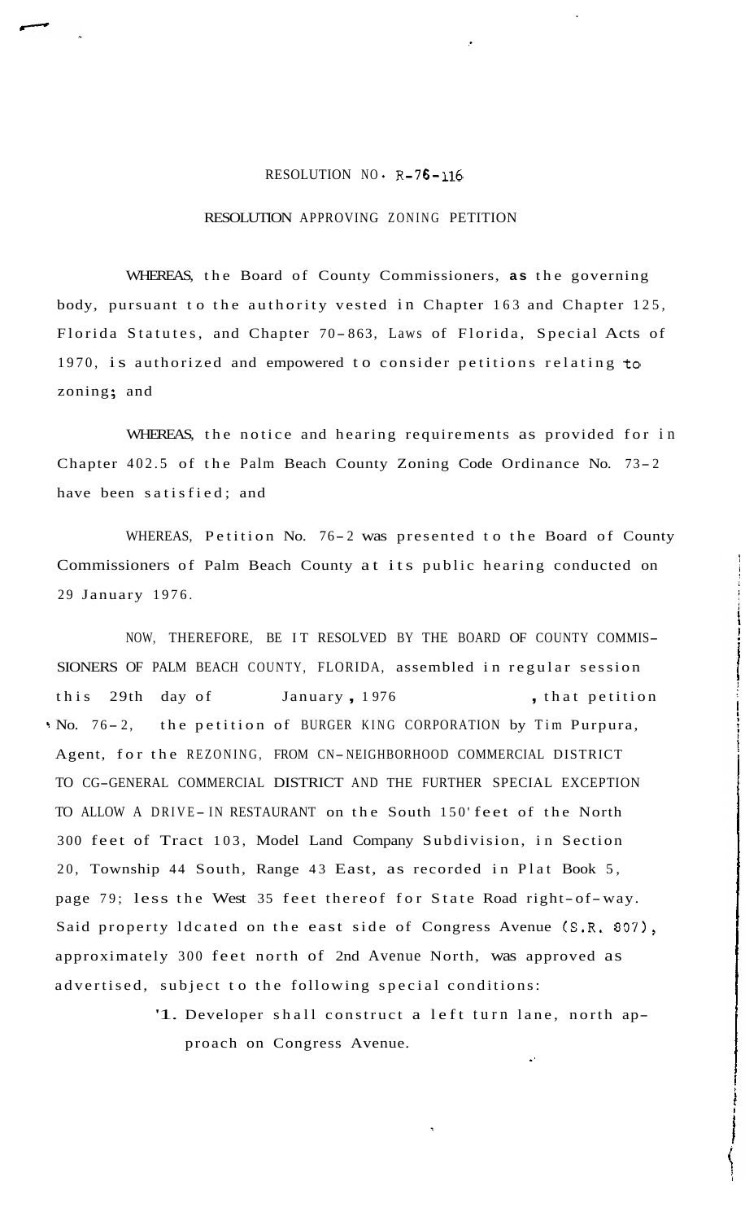RESOLUTION NO. R-76-116

RESOLUTION APPROVING ZONING PETITION

WHEREAS, the Board of County Commissioners, as the governing body, pursuant to the authority vested in Chapter 163 and Chapter 125, Florida Statutes, and Chapter 70-863, Laws of Florida, Special Acts of 1970, is authorized and empowered to consider petitions relating to zoning; and

WHEREAS, the notice and hearing requirements as provided for in Chapter 402.5 of the Palm Beach County Zoning Code Ordinance No. 73-2 have been satisfied; and

WHEREAS, Petition No. 76-2 was presented to the Board of County Commissioners of Palm Beach County at its public hearing conducted on 29 January 1976.

NOW, THEREFORE, BE IT RESOLVED BY THE BOARD OF COUNTY COMMISSIONERS OF PALM BEACH COUNTY, FLORIDA, assembled in regular session this 29th day of January, 1976, that petition No. 76-2, the petition of BURGER KING CORPORATION by Tim Purpura, Agent, for the REZONING, FROM CN-NEIGHBORHOOD COMMERCIAL DISTRICT TO CG-GENERAL COMMERCIAL DISTRICT AND THE FURTHER SPECIAL EXCEPTION TO ALLOW A DRIVE-IN RESTAURANT on the South 150' feet of the North 300 feet of Tract 103, Model Land Company Subdivision, in Section 20, Township 44 South, Range 43 East, as recorded in Plat Book 5, page 79; less the West 35 feet thereof for State Road right-of-way. Said property ldcated on the east side of Congress Avenue (S.R. 807), approximately 300 feet north of 2nd Avenue North, was approved as advertised, subject to the following special conditions:

1. Developer shall construct a left turn lane, north approach on Congress Avenue.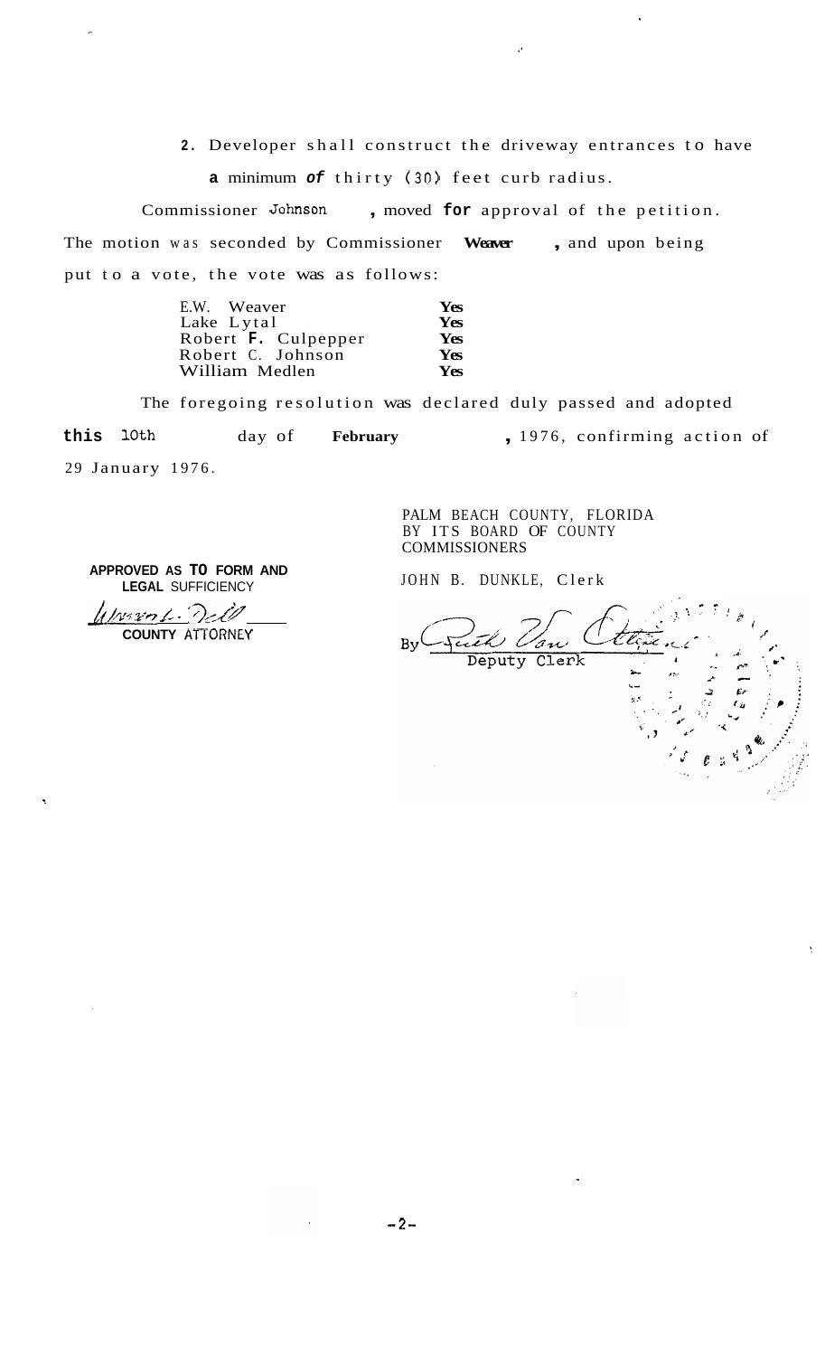2. Developer shall construct the driveway entrances to have a minimum of thirty (30) feet curb radius.

Commissioner Johnson, moved for approval of the petition. The motion was seconded by Commissioner Weaver, and upon being put to a vote, the vote was as follows:

| | |
|---|---|
| E.W. Weaver | Yes |
| Lake Lytal | Yes |
| Robert F. Culpepper | Yes |
| Robert C. Johnson | Yes |
| William Medlen | Yes |

The foregoing resolution was declared duly passed and adopted this 10th day of February, 1976, confirming action of 29 January 1976.

PALM BEACH COUNTY, FLORIDA
BY ITS BOARD OF COUNTY COMMISSIONERS

JOHN B. DUNKLE, Clerk

By ______________________
Deputy Clerk

APPROVED AS TO FORM AND LEGAL SUFFICIENCY

______________________
COUNTY ATTORNEY